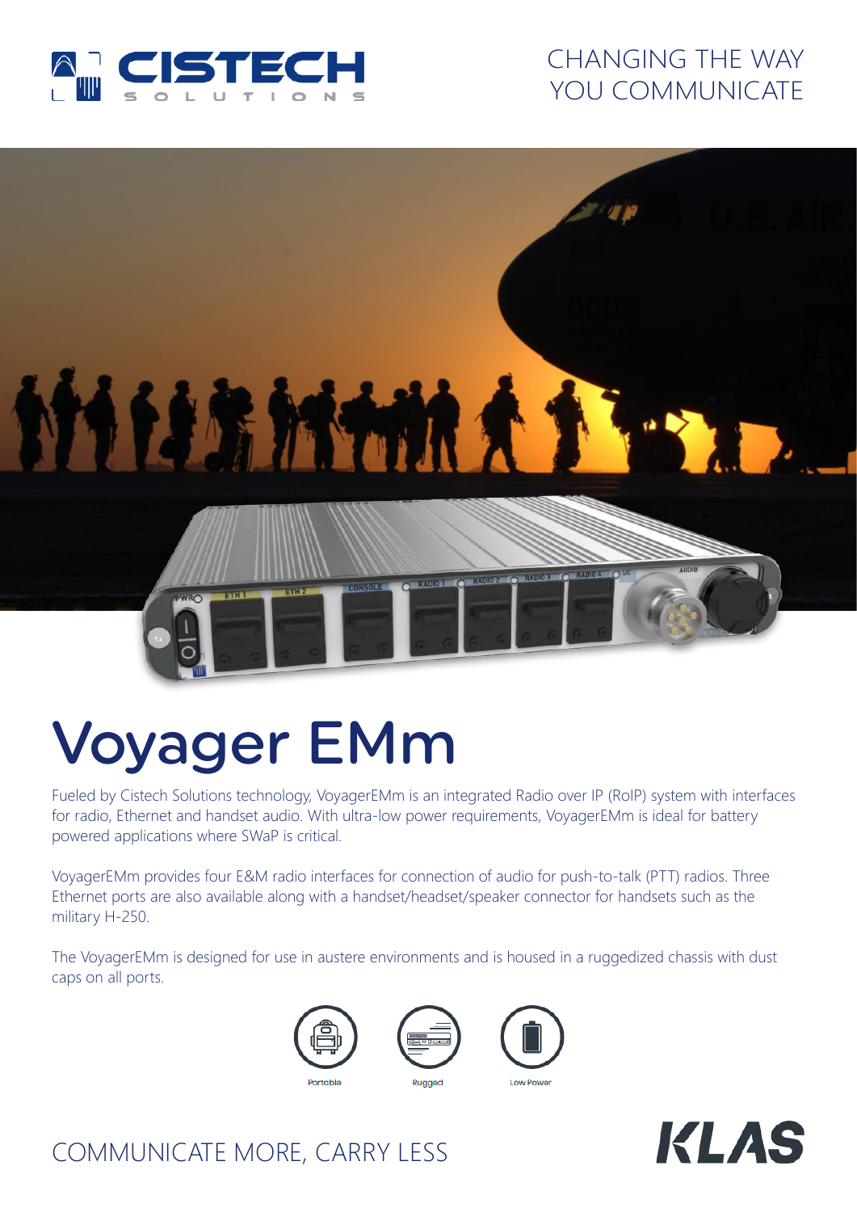CISTECH SOLUTIONS

CHANGING THE WAY YOU COMMUNICATE

# Voyager EMm

Fueled by Cistech Solutions technology, VoyagerEMm is an integrated Radio over IP (RoIP) system with interfaces for radio, Ethernet and handset audio. With ultra-low power requirements, VoyagerEMm is ideal for battery powered applications where SWaP is critical.

VoyagerEMm provides four E&M radio interfaces for connection of audio for push-to-talk (PTT) radios. Three Ethernet ports are also available along with a handset/headset/speaker connector for handsets such as the military H-250.

The VoyagerEMm is designed for use in austere environments and is housed in a ruggedized chassis with dust caps on all ports.

Portable

Rugged

Low Power

COMMUNICATE MORE, CARRY LESS

KLAS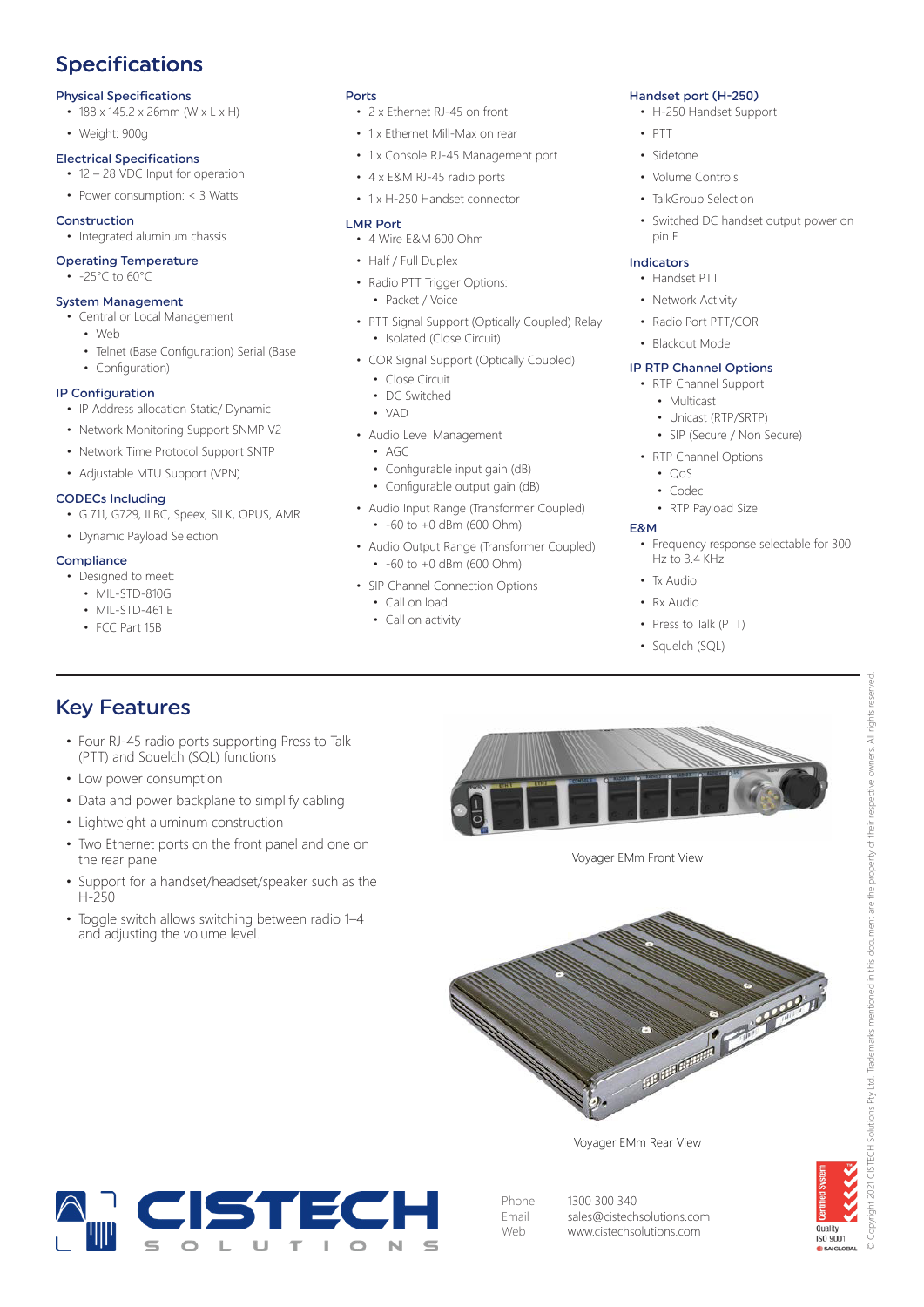# Specifications

### Physical Specifications
- 188 x 145.2 x 26mm (W x L x H)
- Weight: 900g

### Electrical Specifications
- 12 – 28 VDC Input for operation
- Power consumption: < 3 Watts

### Construction
- Integrated aluminum chassis

### Operating Temperature
- -25°C to 60°C

### System Management
- Central or Local Management
  - Web
  - Telnet (Base Configuration) Serial (Base
  - Configuration)

### IP Configuration
- IP Address allocation Static/ Dynamic
- Network Monitoring Support SNMP V2
- Network Time Protocol Support SNTP
- Adjustable MTU Support (VPN)

### CODECs Including
- G.711, G729, ILBC, Speex, SILK, OPUS, AMR
- Dynamic Payload Selection

### Compliance
- Designed to meet:
  - MIL-STD-810G
  - MIL-STD-461 E
  - FCC Part 15B

### Ports
- 2 x Ethernet RJ-45 on front
- 1 x Ethernet Mill-Max on rear
- 1 x Console RJ-45 Management port
- 4 x E&M RJ-45 radio ports
- 1 x H-250 Handset connector

### LMR Port
- 4 Wire E&M 600 Ohm
- Half / Full Duplex
- Radio PTT Trigger Options:
  - Packet / Voice
- PTT Signal Support (Optically Coupled) Relay
  - Isolated (Close Circuit)
- COR Signal Support (Optically Coupled)
  - Close Circuit
  - DC Switched
  - VAD
- Audio Level Management
  - AGC
  - Configurable input gain (dB)
  - Configurable output gain (dB)
- Audio Input Range (Transformer Coupled)
  - -60 to +0 dBm (600 Ohm)
- Audio Output Range (Transformer Coupled)
  - -60 to +0 dBm (600 Ohm)
- SIP Channel Connection Options
  - Call on load
  - Call on activity

### Handset port (H-250)
- H-250 Handset Support
- PTT
- Sidetone
- Volume Controls
- TalkGroup Selection
- Switched DC handset output power on pin F

### Indicators
- Handset PTT
- Network Activity
- Radio Port PTT/COR
- Blackout Mode

### IP RTP Channel Options
- RTP Channel Support
  - Multicast
  - Unicast (RTP/SRTP)
  - SIP (Secure / Non Secure)
- RTP Channel Options
  - QoS
  - Codec
  - RTP Payload Size

### E&M
- Frequency response selectable for 300 Hz to 3.4 KHz
- Tx Audio
- Rx Audio
- Press to Talk (PTT)
- Squelch (SQL)

# Key Features

- Four RJ-45 radio ports supporting Press to Talk (PTT) and Squelch (SQL) functions
- Low power consumption
- Data and power backplane to simplify cabling
- Lightweight aluminum construction
- Two Ethernet ports on the front panel and one on the rear panel
- Support for a handset/headset/speaker such as the H-250
- Toggle switch allows switching between radio 1–4 and adjusting the volume level.

Voyager EMm Front View

Voyager EMm Rear View

CISTECH SOLUTIONS

Phone 1300 300 340
Email sales@cistechsolutions.com
Web www.cistechsolutions.com

Certified System Quality ISO 9001 SAI GLOBAL

© Copyright 2021 CISTECH Solutions Pty Ltd. Trademarks mentioned in this document are the property of their respective owners. All rights reserved.